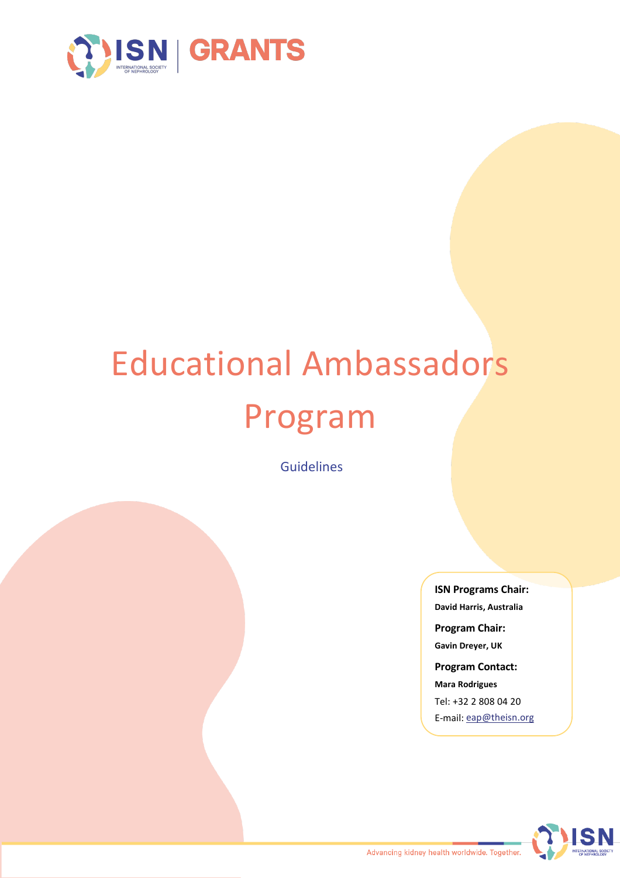ISN | GRANTS

# Educational Ambassadors Program

Guidelines

**ISN Programs Chair:**

**David Harris, Australia**

**Program Chair:**

**Gavin Dreyer, UK**

**Program Contact:**

**Mara Rodrigues**

Tel: +32 2 808 04 20

E-mail: eap@theisn.org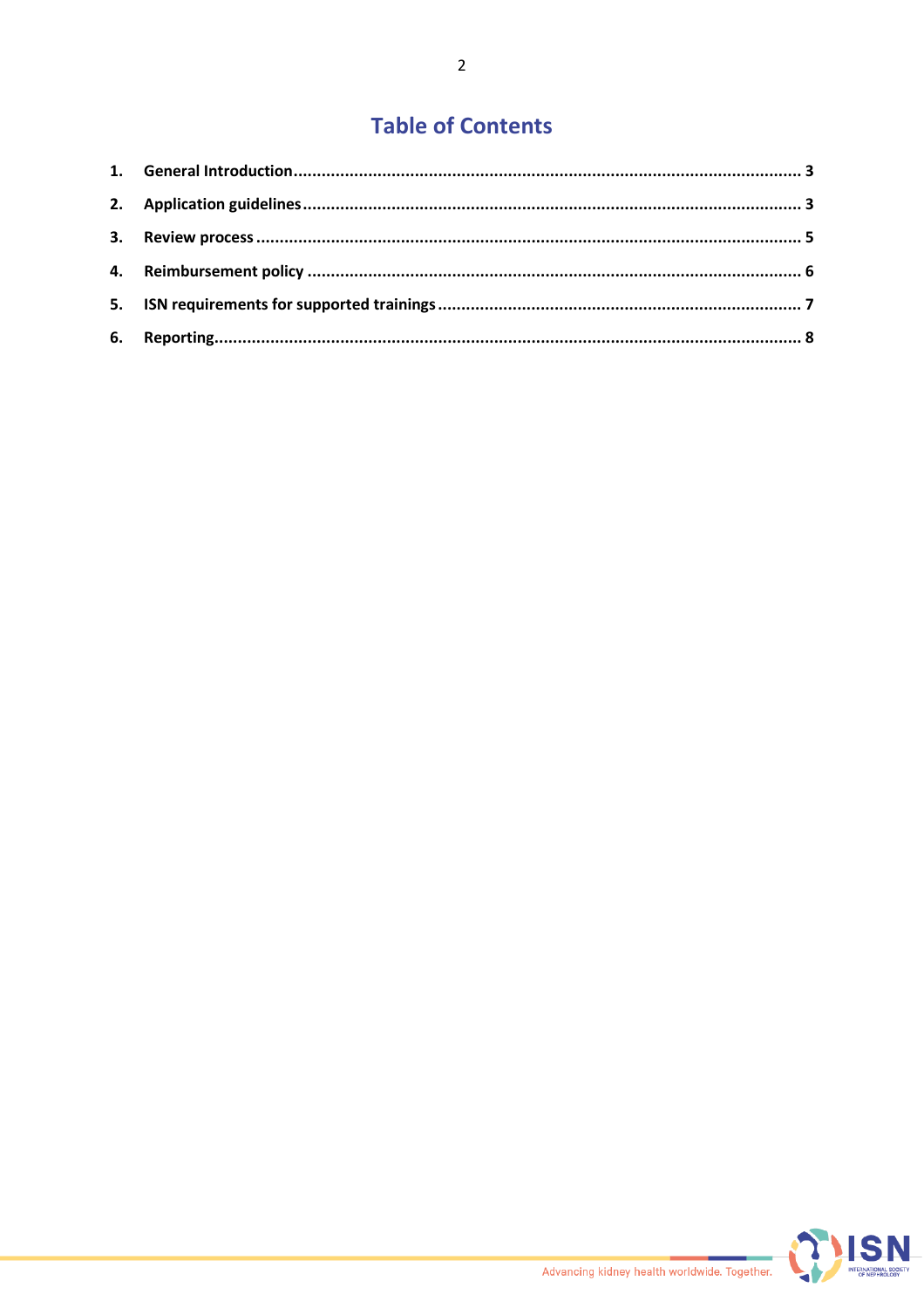# Table of Contents

1. **General Introduction** ........................................................................................................ 3
2. **Application guidelines** ..................................................................................................... 3
3. **Review process** ............................................................................................................... 5
4. **Reimbursement policy** ..................................................................................................... 6
5. **ISN requirements for supported trainings** ........................................................................ 7
6. **Reporting** ........................................................................................................................ 8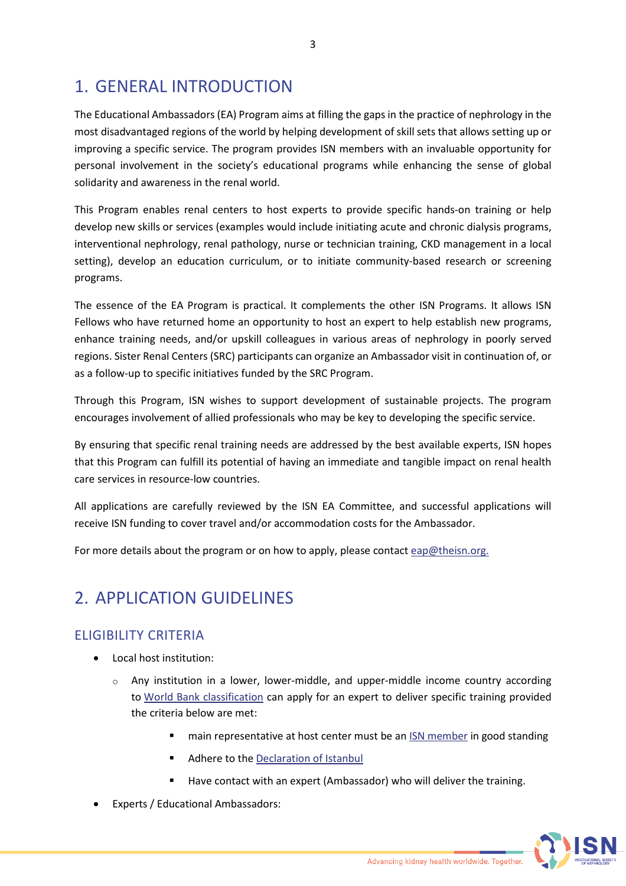# 1. GENERAL INTRODUCTION

The Educational Ambassadors (EA) Program aims at filling the gaps in the practice of nephrology in the most disadvantaged regions of the world by helping development of skill sets that allows setting up or improving a specific service. The program provides ISN members with an invaluable opportunity for personal involvement in the society's educational programs while enhancing the sense of global solidarity and awareness in the renal world.

This Program enables renal centers to host experts to provide specific hands-on training or help develop new skills or services (examples would include initiating acute and chronic dialysis programs, interventional nephrology, renal pathology, nurse or technician training, CKD management in a local setting), develop an education curriculum, or to initiate community-based research or screening programs.

The essence of the EA Program is practical. It complements the other ISN Programs. It allows ISN Fellows who have returned home an opportunity to host an expert to help establish new programs, enhance training needs, and/or upskill colleagues in various areas of nephrology in poorly served regions. Sister Renal Centers (SRC) participants can organize an Ambassador visit in continuation of, or as a follow-up to specific initiatives funded by the SRC Program.

Through this Program, ISN wishes to support development of sustainable projects. The program encourages involvement of allied professionals who may be key to developing the specific service.

By ensuring that specific renal training needs are addressed by the best available experts, ISN hopes that this Program can fulfill its potential of having an immediate and tangible impact on renal health care services in resource-low countries.

All applications are carefully reviewed by the ISN EA Committee, and successful applications will receive ISN funding to cover travel and/or accommodation costs for the Ambassador.

For more details about the program or on how to apply, please contact eap@theisn.org.

# 2. APPLICATION GUIDELINES

## ELIGIBILITY CRITERIA

- Local host institution:
  - Any institution in a lower, lower-middle, and upper-middle income country according to World Bank classification can apply for an expert to deliver specific training provided the criteria below are met:
    - main representative at host center must be an ISN member in good standing
    - Adhere to the Declaration of Istanbul
    - Have contact with an expert (Ambassador) who will deliver the training.
- Experts / Educational Ambassadors: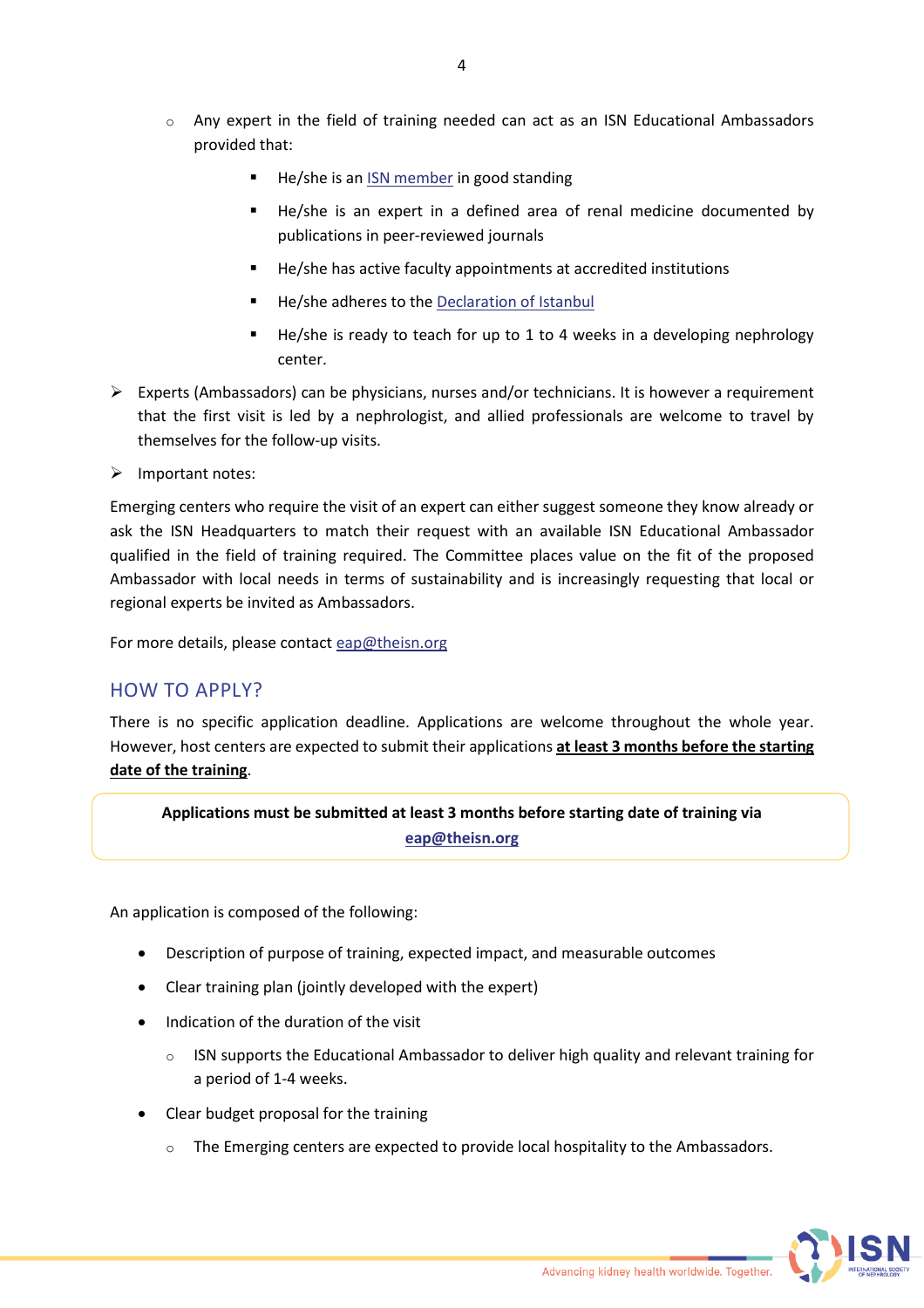- Any expert in the field of training needed can act as an ISN Educational Ambassadors provided that:
    - He/she is an ISN member in good standing
    - He/she is an expert in a defined area of renal medicine documented by publications in peer-reviewed journals
    - He/she has active faculty appointments at accredited institutions
    - He/she adheres to the Declaration of Istanbul
    - He/she is ready to teach for up to 1 to 4 weeks in a developing nephrology center.

- Experts (Ambassadors) can be physicians, nurses and/or technicians. It is however a requirement that the first visit is led by a nephrologist, and allied professionals are welcome to travel by themselves for the follow-up visits.
- Important notes:

Emerging centers who require the visit of an expert can either suggest someone they know already or ask the ISN Headquarters to match their request with an available ISN Educational Ambassador qualified in the field of training required. The Committee places value on the fit of the proposed Ambassador with local needs in terms of sustainability and is increasingly requesting that local or regional experts be invited as Ambassadors.

For more details, please contact eap@theisn.org

## HOW TO APPLY?

There is no specific application deadline. Applications are welcome throughout the whole year. However, host centers are expected to submit their applications **at least 3 months before the starting date of the training**.

> **Applications must be submitted at least 3 months before starting date of training via eap@theisn.org**

An application is composed of the following:

- Description of purpose of training, expected impact, and measurable outcomes
- Clear training plan (jointly developed with the expert)
- Indication of the duration of the visit
    - ISN supports the Educational Ambassador to deliver high quality and relevant training for a period of 1-4 weeks.
- Clear budget proposal for the training
    - The Emerging centers are expected to provide local hospitality to the Ambassadors.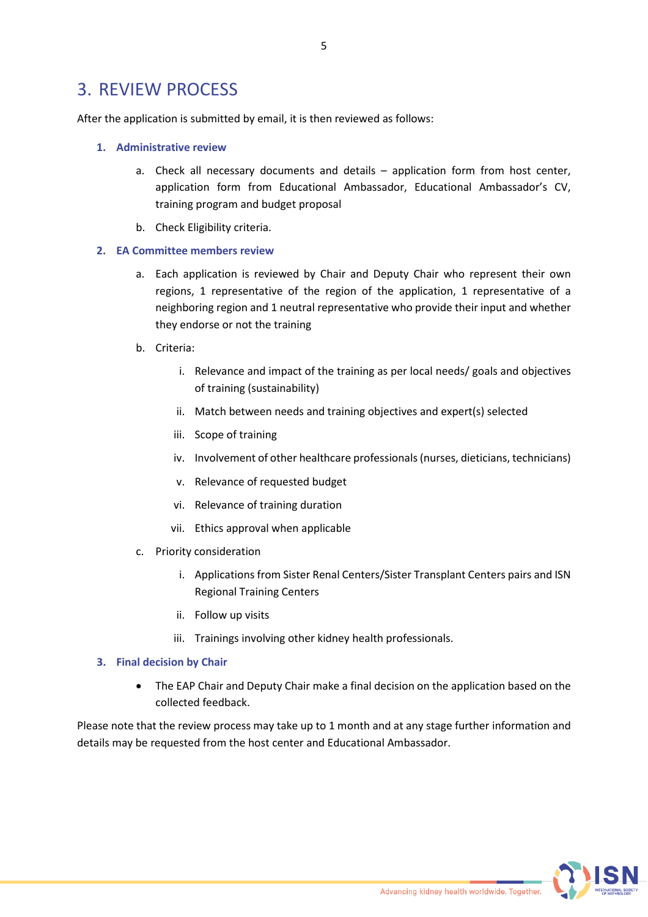# 3. REVIEW PROCESS

After the application is submitted by email, it is then reviewed as follows:

1. **Administrative review**
    a. Check all necessary documents and details – application form from host center, application form from Educational Ambassador, Educational Ambassador's CV, training program and budget proposal
    b. Check Eligibility criteria.
2. **EA Committee members review**
    a. Each application is reviewed by Chair and Deputy Chair who represent their own regions, 1 representative of the region of the application, 1 representative of a neighboring region and 1 neutral representative who provide their input and whether they endorse or not the training
    b. Criteria:
        i. Relevance and impact of the training as per local needs/ goals and objectives of training (sustainability)
        ii. Match between needs and training objectives and expert(s) selected
        iii. Scope of training
        iv. Involvement of other healthcare professionals (nurses, dieticians, technicians)
        v. Relevance of requested budget
        vi. Relevance of training duration
        vii. Ethics approval when applicable
    c. Priority consideration
        i. Applications from Sister Renal Centers/Sister Transplant Centers pairs and ISN Regional Training Centers
        ii. Follow up visits
        iii. Trainings involving other kidney health professionals.
3. **Final decision by Chair**
    - The EAP Chair and Deputy Chair make a final decision on the application based on the collected feedback.

Please note that the review process may take up to 1 month and at any stage further information and details may be requested from the host center and Educational Ambassador.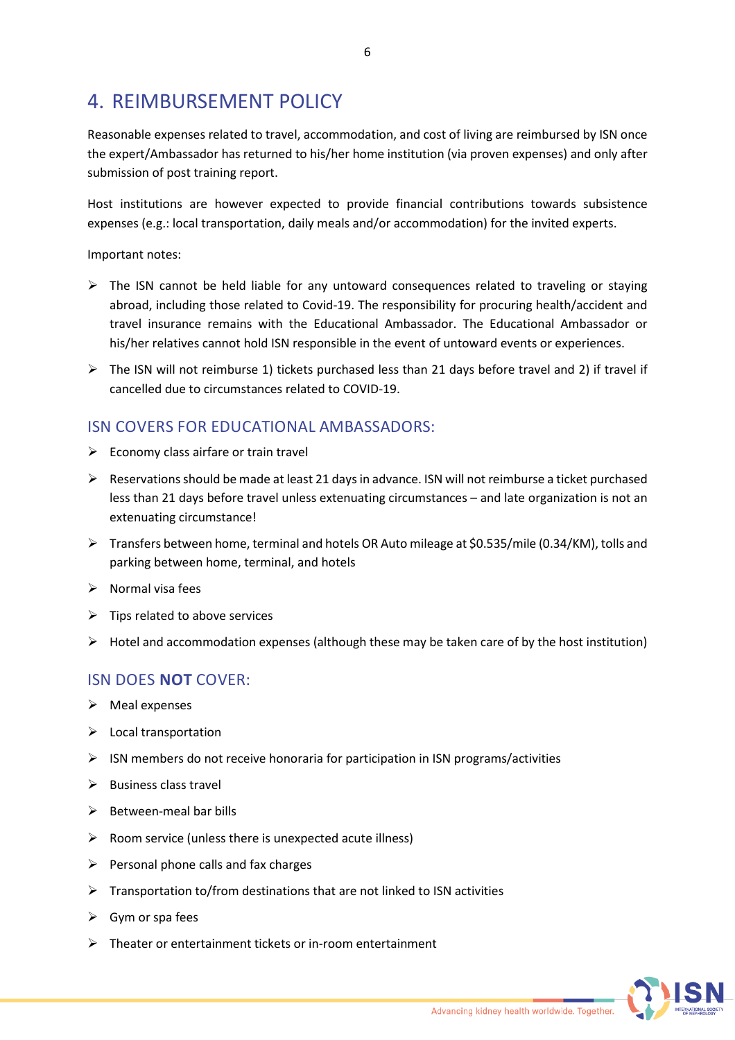## 4. REIMBURSEMENT POLICY

Reasonable expenses related to travel, accommodation, and cost of living are reimbursed by ISN once the expert/Ambassador has returned to his/her home institution (via proven expenses) and only after submission of post training report.

Host institutions are however expected to provide financial contributions towards subsistence expenses (e.g.: local transportation, daily meals and/or accommodation) for the invited experts.

Important notes:

- The ISN cannot be held liable for any untoward consequences related to traveling or staying abroad, including those related to Covid-19. The responsibility for procuring health/accident and travel insurance remains with the Educational Ambassador. The Educational Ambassador or his/her relatives cannot hold ISN responsible in the event of untoward events or experiences.
- The ISN will not reimburse 1) tickets purchased less than 21 days before travel and 2) if travel if cancelled due to circumstances related to COVID-19.

### ISN COVERS FOR EDUCATIONAL AMBASSADORS:

- Economy class airfare or train travel
- Reservations should be made at least 21 days in advance. ISN will not reimburse a ticket purchased less than 21 days before travel unless extenuating circumstances – and late organization is not an extenuating circumstance!
- Transfers between home, terminal and hotels OR Auto mileage at $0.535/mile (0.34/KM), tolls and parking between home, terminal, and hotels
- Normal visa fees
- Tips related to above services
- Hotel and accommodation expenses (although these may be taken care of by the host institution)

### ISN DOES **NOT** COVER:

- Meal expenses
- Local transportation
- ISN members do not receive honoraria for participation in ISN programs/activities
- Business class travel
- Between-meal bar bills
- Room service (unless there is unexpected acute illness)
- Personal phone calls and fax charges
- Transportation to/from destinations that are not linked to ISN activities
- Gym or spa fees
- Theater or entertainment tickets or in-room entertainment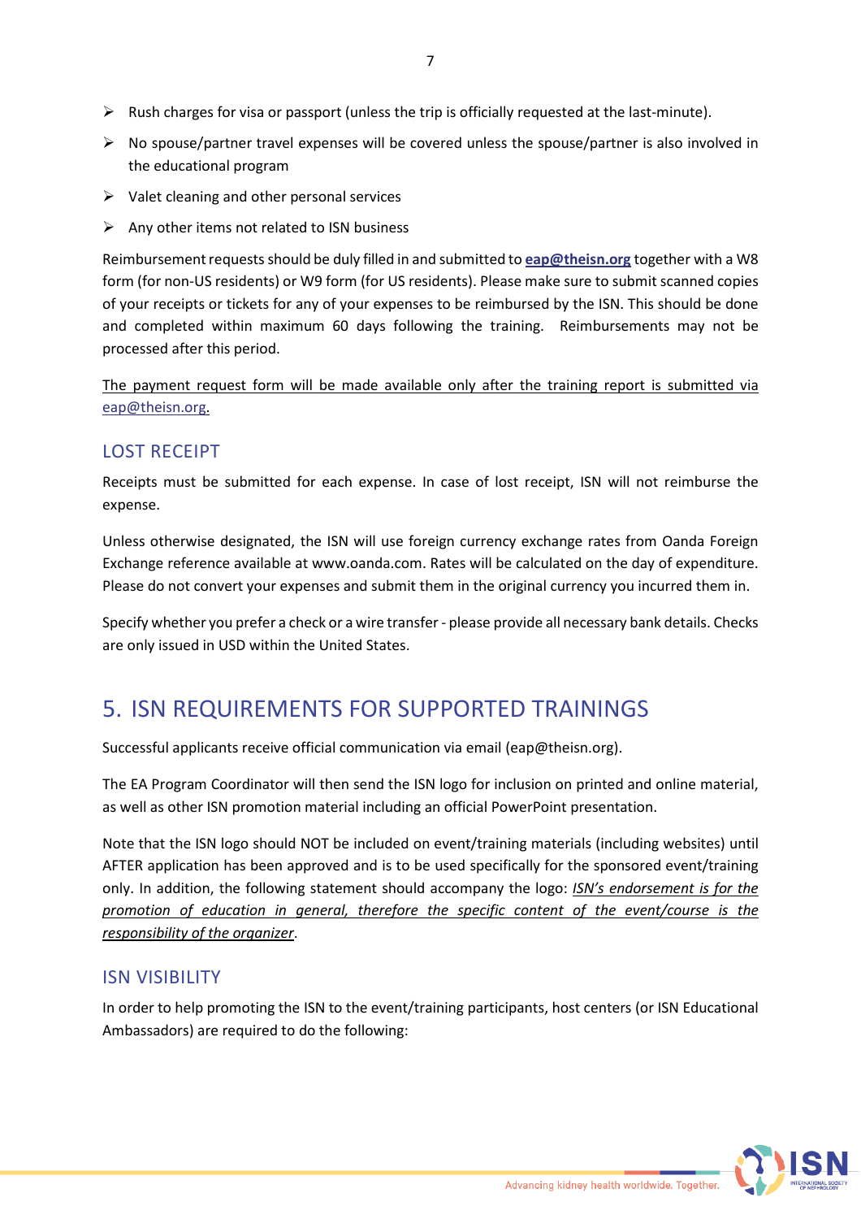- Rush charges for visa or passport (unless the trip is officially requested at the last-minute).
- No spouse/partner travel expenses will be covered unless the spouse/partner is also involved in the educational program
- Valet cleaning and other personal services
- Any other items not related to ISN business

Reimbursement requests should be duly filled in and submitted to **eap@theisn.org** together with a W8 form (for non-US residents) or W9 form (for US residents). Please make sure to submit scanned copies of your receipts or tickets for any of your expenses to be reimbursed by the ISN. This should be done and completed within maximum 60 days following the training. Reimbursements may not be processed after this period.

The payment request form will be made available only after the training report is submitted via eap@theisn.org.

### LOST RECEIPT

Receipts must be submitted for each expense. In case of lost receipt, ISN will not reimburse the expense.

Unless otherwise designated, the ISN will use foreign currency exchange rates from Oanda Foreign Exchange reference available at www.oanda.com. Rates will be calculated on the day of expenditure. Please do not convert your expenses and submit them in the original currency you incurred them in.

Specify whether you prefer a check or a wire transfer - please provide all necessary bank details. Checks are only issued in USD within the United States.

## 5. ISN REQUIREMENTS FOR SUPPORTED TRAININGS

Successful applicants receive official communication via email (eap@theisn.org).

The EA Program Coordinator will then send the ISN logo for inclusion on printed and online material, as well as other ISN promotion material including an official PowerPoint presentation.

Note that the ISN logo should NOT be included on event/training materials (including websites) until AFTER application has been approved and is to be used specifically for the sponsored event/training only. In addition, the following statement should accompany the logo: *ISN's endorsement is for the promotion of education in general, therefore the specific content of the event/course is the responsibility of the organizer*.

### ISN VISIBILITY

In order to help promoting the ISN to the event/training participants, host centers (or ISN Educational Ambassadors) are required to do the following: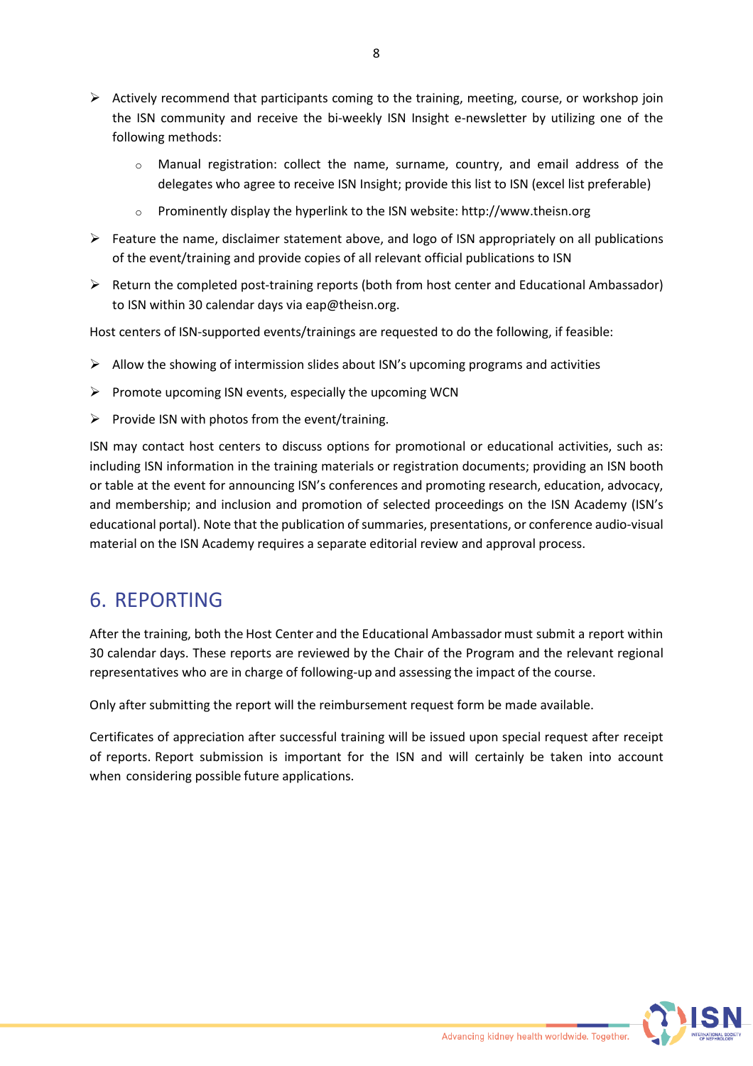- Actively recommend that participants coming to the training, meeting, course, or workshop join the ISN community and receive the bi-weekly ISN Insight e-newsletter by utilizing one of the following methods:
    - Manual registration: collect the name, surname, country, and email address of the delegates who agree to receive ISN Insight; provide this list to ISN (excel list preferable)
    - Prominently display the hyperlink to the ISN website: http://www.theisn.org
- Feature the name, disclaimer statement above, and logo of ISN appropriately on all publications of the event/training and provide copies of all relevant official publications to ISN
- Return the completed post-training reports (both from host center and Educational Ambassador) to ISN within 30 calendar days via eap@theisn.org.

Host centers of ISN-supported events/trainings are requested to do the following, if feasible:

- Allow the showing of intermission slides about ISN's upcoming programs and activities
- Promote upcoming ISN events, especially the upcoming WCN
- Provide ISN with photos from the event/training.

ISN may contact host centers to discuss options for promotional or educational activities, such as: including ISN information in the training materials or registration documents; providing an ISN booth or table at the event for announcing ISN's conferences and promoting research, education, advocacy, and membership; and inclusion and promotion of selected proceedings on the ISN Academy (ISN's educational portal). Note that the publication of summaries, presentations, or conference audio-visual material on the ISN Academy requires a separate editorial review and approval process.

## 6. REPORTING

After the training, both the Host Center and the Educational Ambassador must submit a report within 30 calendar days. These reports are reviewed by the Chair of the Program and the relevant regional representatives who are in charge of following-up and assessing the impact of the course.

Only after submitting the report will the reimbursement request form be made available.

Certificates of appreciation after successful training will be issued upon special request after receipt of reports. Report submission is important for the ISN and will certainly be taken into account when considering possible future applications.